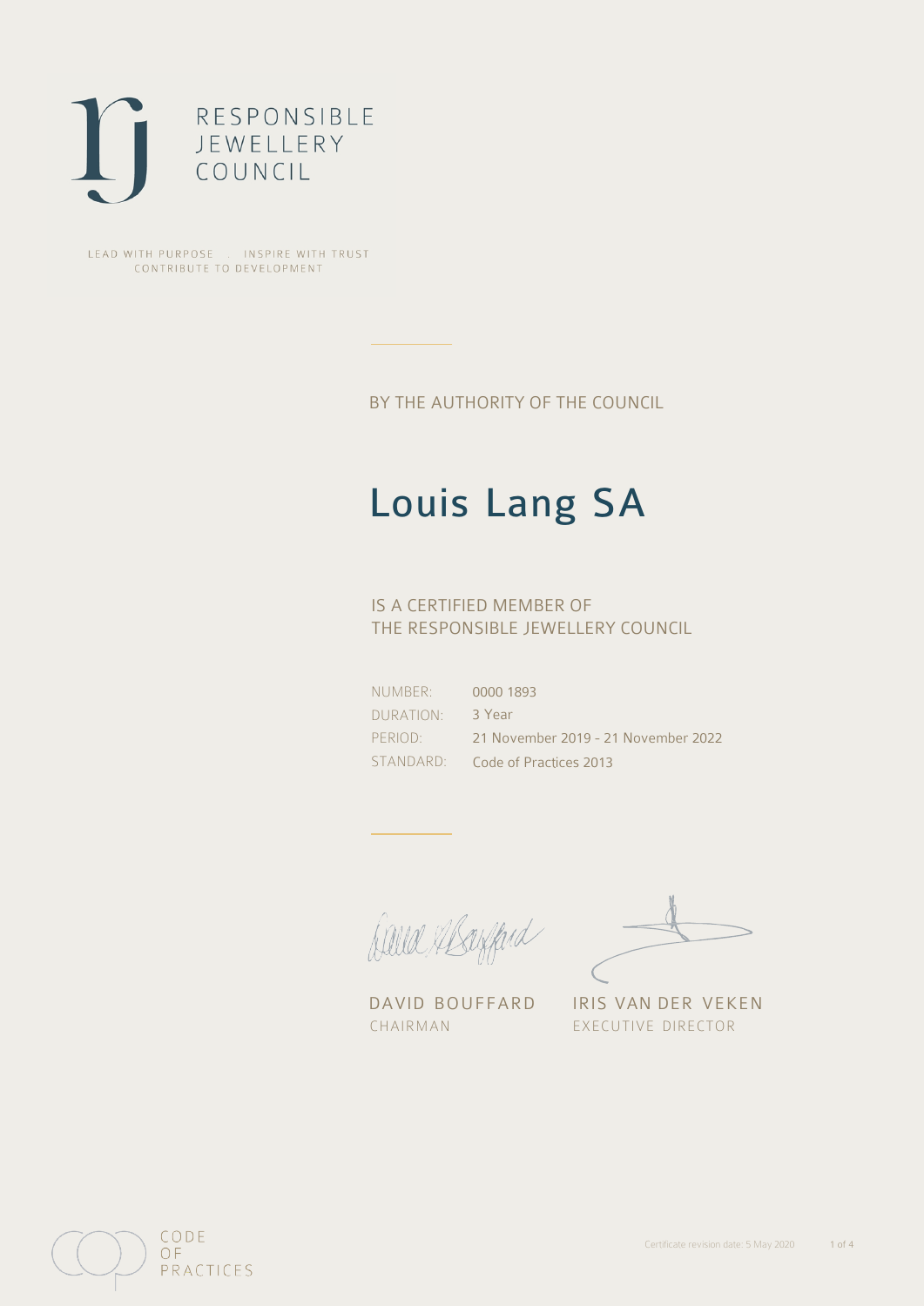RESPONSIBLE
JEWELLERY
COUNCIL

LEAD WITH PURPOSE . INSPIRE WITH TRUST
CONTRIBUTE TO DEVELOPMENT

BY THE AUTHORITY OF THE COUNCIL

# Louis Lang SA

IS A CERTIFIED MEMBER OF
THE RESPONSIBLE JEWELLERY COUNCIL

| | |
|---|---|
| NUMBER: | 0000 1893 |
| DURATION: | 3 Year |
| PERIOD: | 21 November 2019 - 21 November 2022 |
| STANDARD: | Code of Practices 2013 |

DAVID BOUFFARD
CHAIRMAN

IRIS VAN DER VEKEN
EXECUTIVE DIRECTOR

CODE
OF
PRACTICES

Certificate revision date: 5 May 2020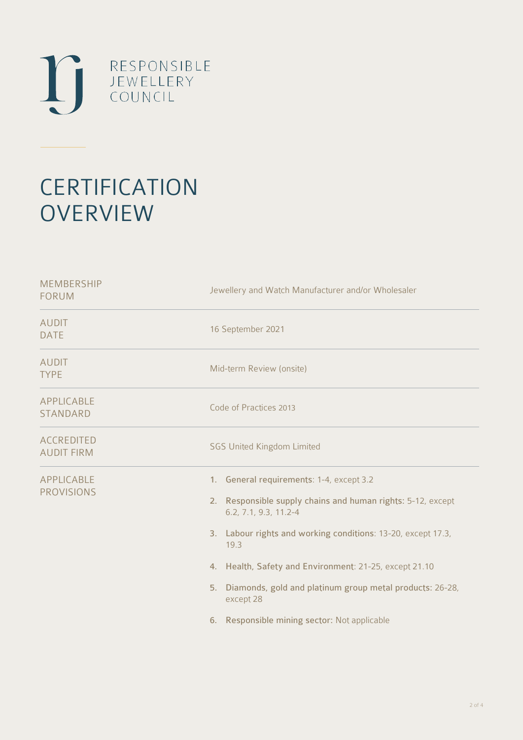RESPONSIBLE JEWELLERY COUNCIL

# CERTIFICATION OVERVIEW

| | |
|---|---|
| MEMBERSHIP FORUM | Jewellery and Watch Manufacturer and/or Wholesaler |
| AUDIT DATE | 16 September 2021 |
| AUDIT TYPE | Mid-term Review (onsite) |
| APPLICABLE STANDARD | Code of Practices 2013 |
| ACCREDITED AUDIT FIRM | SGS United Kingdom Limited |
| APPLICABLE PROVISIONS | 1. **General requirements**: 1-4, except 3.2<br>2. **Responsible supply chains and human rights**: 5-12, except 6.2, 7.1, 9.3, 11.2-4<br>3. **Labour rights and working conditions**: 13-20, except 17.3, 19.3<br>4. **Health, Safety and Environment**: 21-25, except 21.10<br>5. **Diamonds, gold and platinum group metal products**: 26-28, except 28<br>6. **Responsible mining sector**: Not applicable |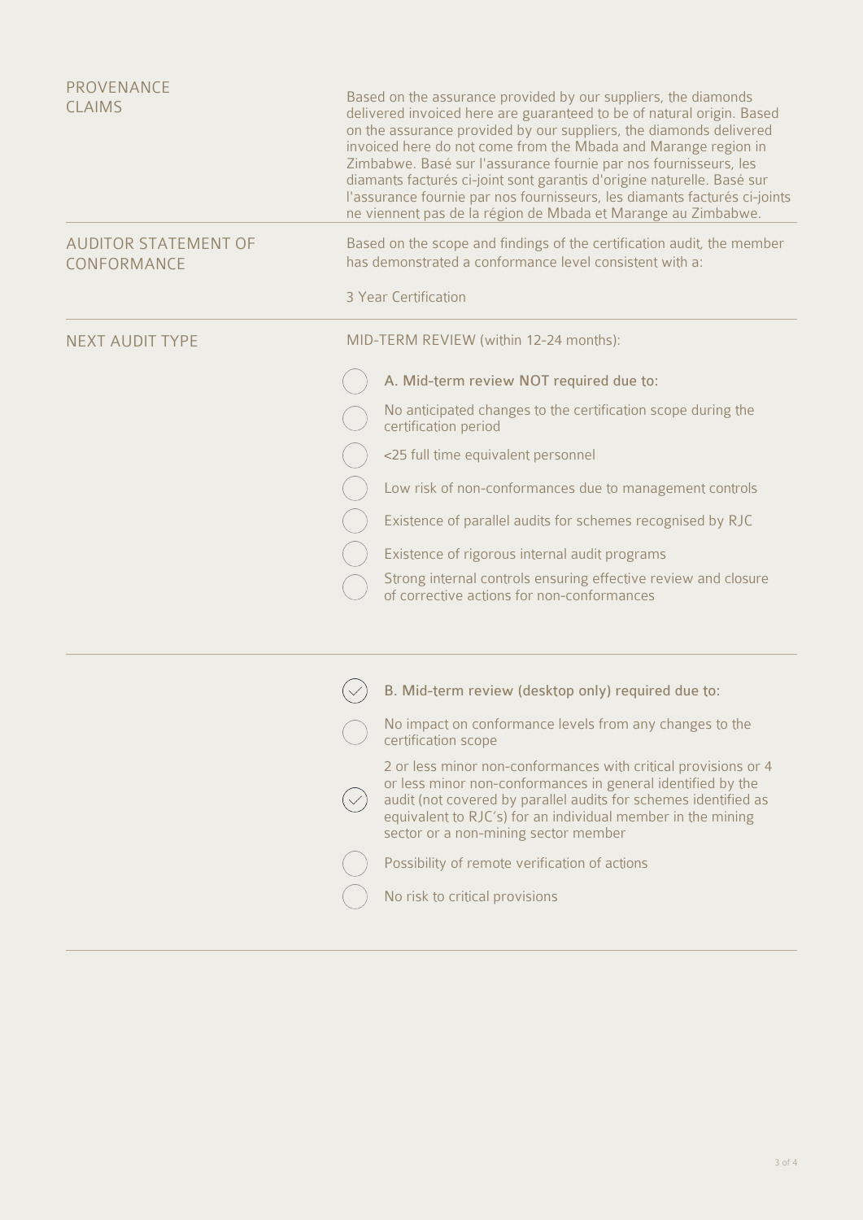**PROVENANCE CLAIMS**

Based on the assurance provided by our suppliers, the diamonds delivered invoiced here are guaranteed to be of natural origin. Based on the assurance provided by our suppliers, the diamonds delivered invoiced here do not come from the Mbada and Marange region in Zimbabwe. Basé sur l'assurance fournie par nos fournisseurs, les diamants facturés ci-joint sont garantis d'origine naturelle. Basé sur l'assurance fournie par nos fournisseurs, les diamants facturés ci-joints ne viennent pas de la région de Mbada et Marange au Zimbabwe.

---

**AUDITOR STATEMENT OF CONFORMANCE**

Based on the scope and findings of the certification audit, the member has demonstrated a conformance level consistent with a:

3 Year Certification

---

**NEXT AUDIT TYPE**

MID-TERM REVIEW (within 12-24 months):

- [ ] A. Mid-term review NOT required due to:
- [ ] No anticipated changes to the certification scope during the certification period
- [ ] <25 full time equivalent personnel
- [ ] Low risk of non-conformances due to management controls
- [ ] Existence of parallel audits for schemes recognised by RJC
- [ ] Existence of rigorous internal audit programs
- [ ] Strong internal controls ensuring effective review and closure of corrective actions for non-conformances

---

- [x] B. Mid-term review (desktop only) required due to:
- [ ] No impact on conformance levels from any changes to the certification scope
- [x] 2 or less minor non-conformances with critical provisions or 4 or less minor non-conformances in general identified by the audit (not covered by parallel audits for schemes identified as equivalent to RJC's) for an individual member in the mining sector or a non-mining sector member
- [ ] Possibility of remote verification of actions
- [ ] No risk to critical provisions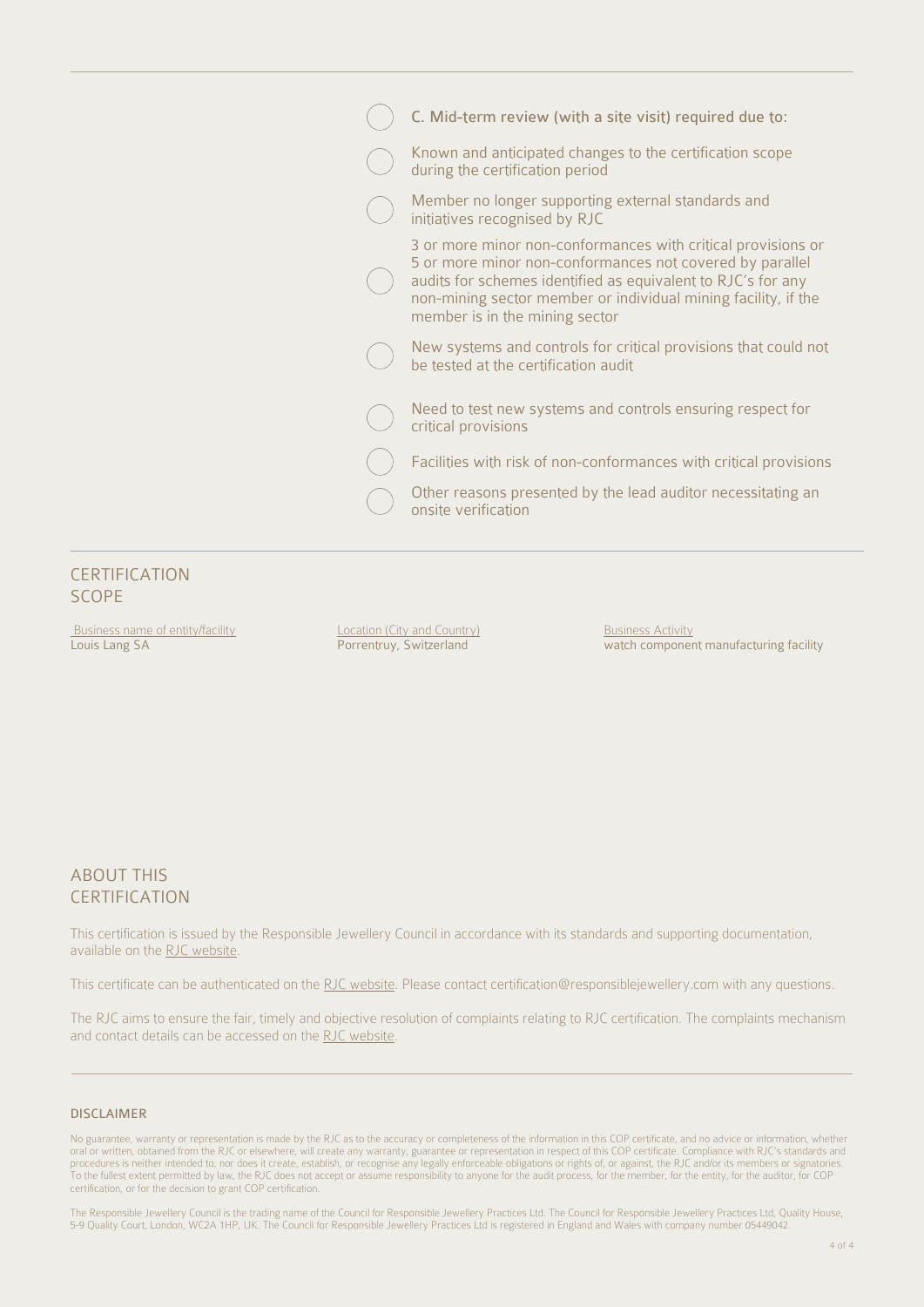C. Mid-term review (with a site visit) required due to:

- Known and anticipated changes to the certification scope during the certification period
- Member no longer supporting external standards and initiatives recognised by RJC
- 3 or more minor non-conformances with critical provisions or 5 or more minor non-conformances not covered by parallel audits for schemes identified as equivalent to RJC's for any non-mining sector member or individual mining facility, if the member is in the mining sector
- New systems and controls for critical provisions that could not be tested at the certification audit
- Need to test new systems and controls ensuring respect for critical provisions
- Facilities with risk of non-conformances with critical provisions
- Other reasons presented by the lead auditor necessitating an onsite verification

## CERTIFICATION SCOPE

| Business name of entity/facility | Location (City and Country) | Business Activity |
|---|---|---|
| Louis Lang SA | Porrentruy, Switzerland | watch component manufacturing facility |

## ABOUT THIS CERTIFICATION

This certification is issued by the Responsible Jewellery Council in accordance with its standards and supporting documentation, available on the RJC website.

This certificate can be authenticated on the RJC website. Please contact certification@responsiblejewellery.com with any questions.

The RJC aims to ensure the fair, timely and objective resolution of complaints relating to RJC certification. The complaints mechanism and contact details can be accessed on the RJC website.

### DISCLAIMER

No guarantee, warranty or representation is made by the RJC as to the accuracy or completeness of the information in this COP certificate, and no advice or information, whether oral or written, obtained from the RJC or elsewhere, will create any warranty, guarantee or representation in respect of this COP certificate. Compliance with RJC's standards and procedures is neither intended to, nor does it create, establish, or recognise any legally enforceable obligations or rights of, or against, the RJC and/or its members or signatories. To the fullest extent permitted by law, the RJC does not accept or assume responsibility to anyone for the audit process, for the member, for the entity, for the auditor, for COP certification, or for the decision to grant COP certification.

The Responsible Jewellery Council is the trading name of the Council for Responsible Jewellery Practices Ltd. The Council for Responsible Jewellery Practices Ltd, Quality House, 5-9 Quality Court, London, WC2A 1HP, UK. The Council for Responsible Jewellery Practices Ltd is registered in England and Wales with company number 05449042.